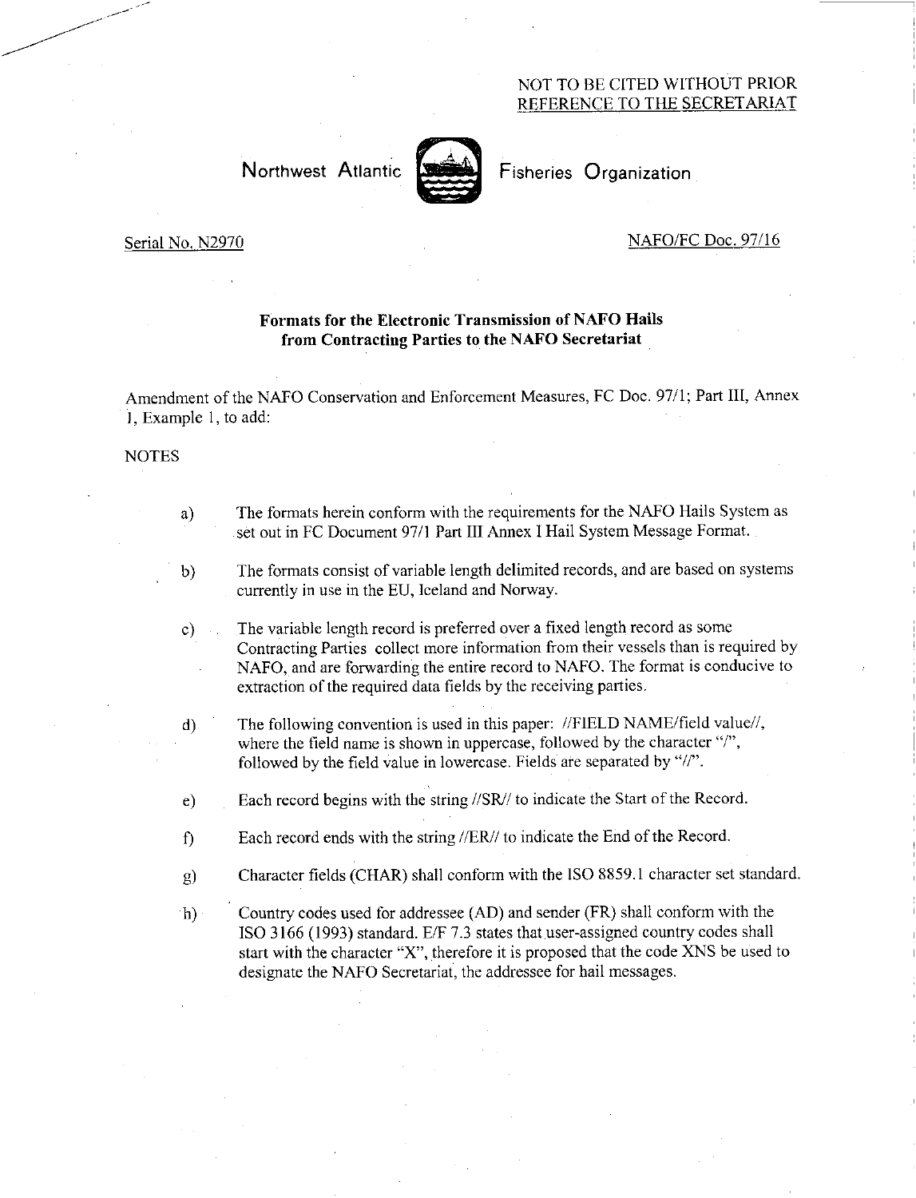NOT TO BE CITED WITHOUT PRIOR
REFERENCE TO THE SECRETARIAT

Northwest Atlantic Fisheries Organization

Serial No. N2970

NAFO/FC Doc. 97/16

## Formats for the Electronic Transmission of NAFO Hails from Contracting Parties to the NAFO Secretariat

Amendment of the NAFO Conservation and Enforcement Measures, FC Doc. 97/1; Part III, Annex 1, Example 1, to add:

NOTES

a) The formats herein conform with the requirements for the NAFO Hails System as set out in FC Document 97/1 Part III Annex I Hail System Message Format.

b) The formats consist of variable length delimited records, and are based on systems currently in use in the EU, Iceland and Norway.

c) The variable length record is preferred over a fixed length record as some Contracting Parties collect more information from their vessels than is required by NAFO, and are forwarding the entire record to NAFO. The format is conducive to extraction of the required data fields by the receiving parties.

d) The following convention is used in this paper: //FIELD NAME/field value//, where the field name is shown in uppercase, followed by the character "/", followed by the field value in lowercase. Fields are separated by "//".

e) Each record begins with the string //SR// to indicate the Start of the Record.

f) Each record ends with the string //ER// to indicate the End of the Record.

g) Character fields (CHAR) shall conform with the ISO 8859.1 character set standard.

h) Country codes used for addressee (AD) and sender (FR) shall conform with the ISO 3166 (1993) standard. E/F 7.3 states that user-assigned country codes shall start with the character "X", therefore it is proposed that the code XNS be used to designate the NAFO Secretariat, the addressee for hail messages.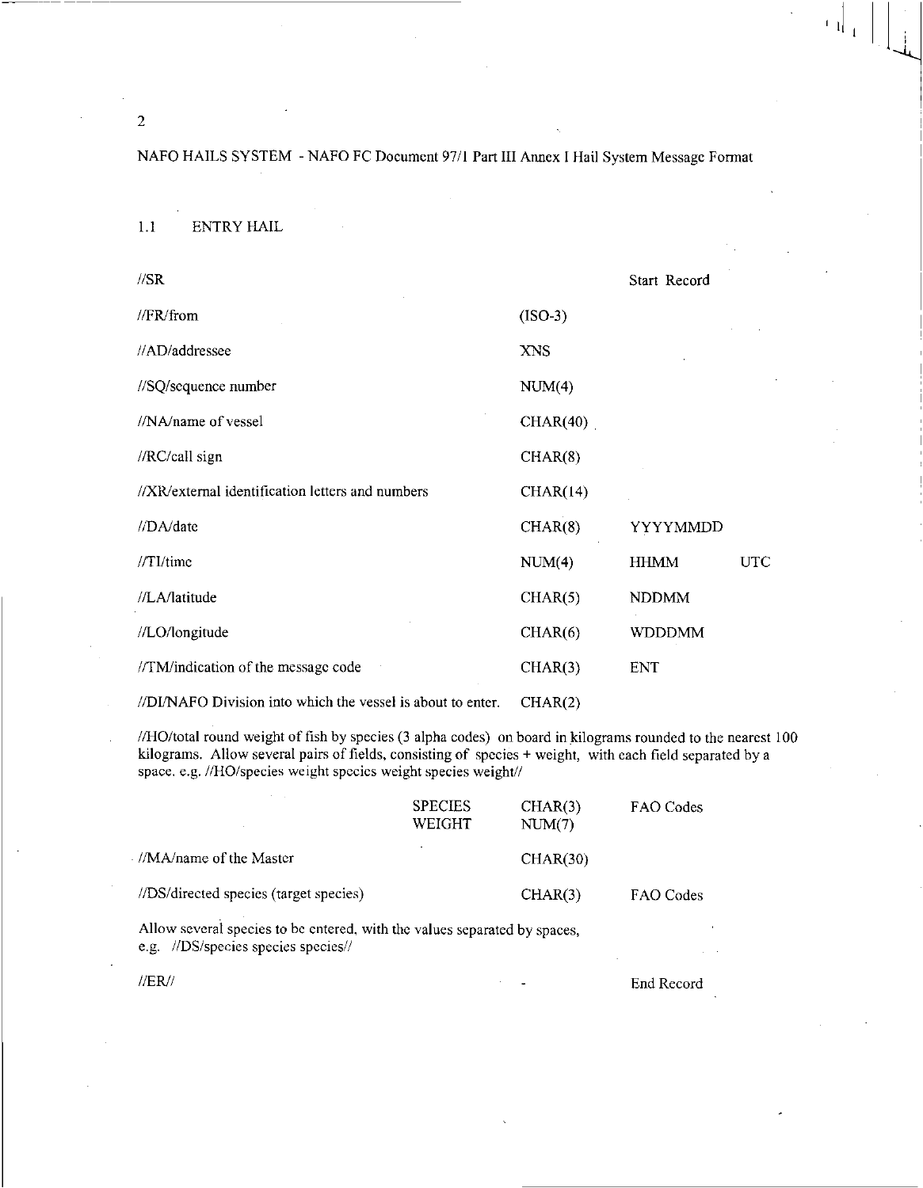NAFO HAILS SYSTEM - NAFO FC Document 97/1 Part III Annex I Hail System Message Format

## 1.1 ENTRY HAIL

| | | | |
|---|---|---|---|
| //SR | | Start Record | |
| //FR/from | (ISO-3) | | |
| //AD/addressee | XNS | | |
| //SQ/sequence number | NUM(4) | | |
| //NA/name of vessel | CHAR(40) | | |
| //RC/call sign | CHAR(8) | | |
| //XR/external identification letters and numbers | CHAR(14) | | |
| //DA/date | CHAR(8) | YYYYMMDD | |
| //TI/time | NUM(4) | HHMM | UTC |
| //LA/latitude | CHAR(5) | NDDMM | |
| //LO/longitude | CHAR(6) | WDDDMM | |
| //TM/indication of the message code | CHAR(3) | ENT | |
| //DI/NAFO Division into which the vessel is about to enter. | CHAR(2) | | |

//HO/total round weight of fish by species (3 alpha codes) on board in kilograms rounded to the nearest 100 kilograms. Allow several pairs of fields, consisting of species + weight, with each field separated by a space. e.g. //HO/species weight species weight species weight//

| | | | |
|---|---|---|---|
| SPECIES | CHAR(3) | FAO Codes | |
| WEIGHT | NUM(7) | | |
| //MA/name of the Master | CHAR(30) | | |
| //DS/directed species (target species) | CHAR(3) | FAO Codes | |

Allow several species to be entered, with the values separated by spaces, e.g. //DS/species species species//

| | | |
|---|---|---|
| //ER// | - | End Record |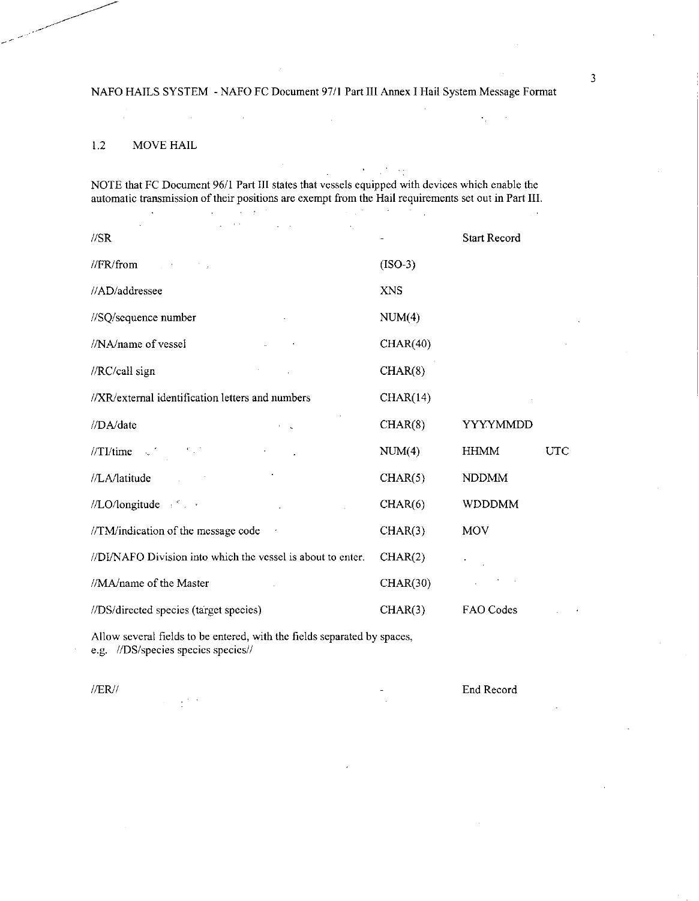NAFO HAILS SYSTEM - NAFO FC Document 97/1 Part III Annex I Hail System Message Format

## 1.2 MOVE HAIL

NOTE that FC Document 96/1 Part III states that vessels equipped with devices which enable the automatic transmission of their positions are exempt from the Hail requirements set out in Part III.

| | | | |
|---|---|---|---|
| //SR | - | Start Record | |
| //FR/from | (ISO-3) | | |
| //AD/addressee | XNS | | |
| //SQ/sequence number | NUM(4) | | |
| //NA/name of vessel | CHAR(40) | | |
| //RC/call sign | CHAR(8) | | |
| //XR/external identification letters and numbers | CHAR(14) | | |
| //DA/date | CHAR(8) | YYYYMMDD | |
| //TI/time | NUM(4) | HHMM | UTC |
| //LA/latitude | CHAR(5) | NDDMM | |
| //LO/longitude | CHAR(6) | WDDDMM | |
| //TM/indication of the message code | CHAR(3) | MOV | |
| //DI/NAFO Division into which the vessel is about to enter. | CHAR(2) | | |
| //MA/name of the Master | CHAR(30) | | |
| //DS/directed species (target species) | CHAR(3) | FAO Codes | |

Allow several fields to be entered, with the fields separated by spaces, e.g. //DS/species species species//

| | | |
|---|---|---|
| //ER// | - | End Record |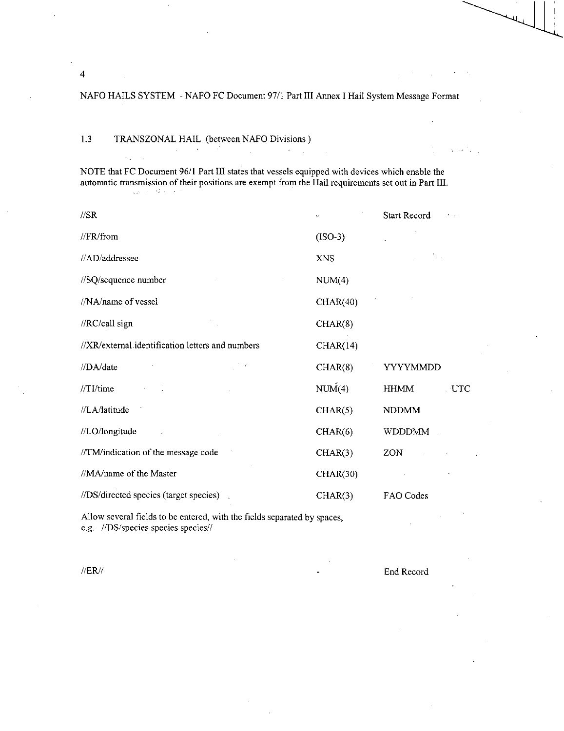NAFO HAILS SYSTEM - NAFO FC Document 97/1 Part III Annex I Hail System Message Format

## 1.3 TRANSZONAL HAIL (between NAFO Divisions )

NOTE that FC Document 96/1 Part III states that vessels equipped with devices which enable the automatic transmission of their positions are exempt from the Hail requirements set out in Part III.

| | | |
|---|---|---|
| //SR | - | Start Record |
| //FR/from | (ISO-3) | |
| //AD/addressee | XNS | |
| //SQ/sequence number | NUM(4) | |
| //NA/name of vessel | CHAR(40) | |
| //RC/call sign | CHAR(8) | |
| //XR/external identification letters and numbers | CHAR(14) | |
| //DA/date | CHAR(8) | YYYYMMDD |
| //TI/time | NUM(4) | HHMM UTC |
| //LA/latitude | CHAR(5) | NDDMM |
| //LO/longitude | CHAR(6) | WDDDMM |
| //TM/indication of the message code | CHAR(3) | ZON |
| //MA/name of the Master | CHAR(30) | |
| //DS/directed species (target species) | CHAR(3) | FAO Codes |

Allow several fields to be entered, with the fields separated by spaces, e.g. //DS/species species species//

| | | |
|---|---|---|
| //ER// | - | End Record |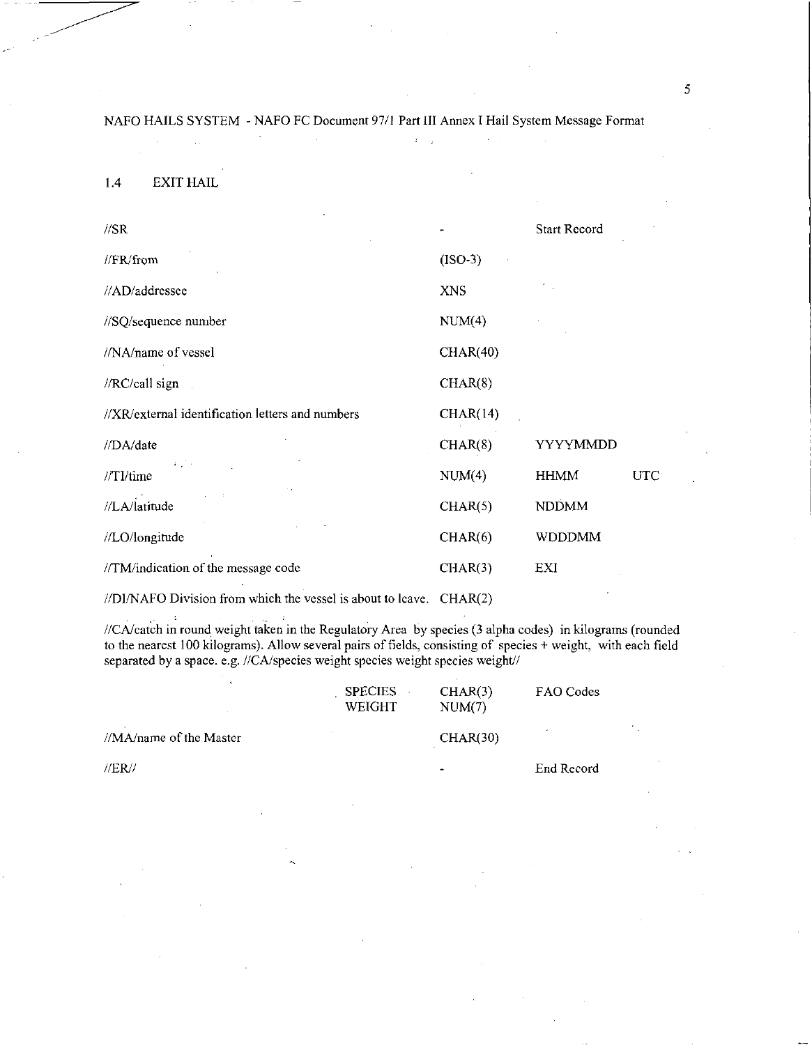NAFO HAILS SYSTEM - NAFO FC Document 97/1 Part III Annex I Hail System Message Format

## 1.4 EXIT HAIL

| | | | |
|---|---|---|---|
| //SR | - | Start Record | |
| //FR/from | (ISO-3) | | |
| //AD/addressee | XNS | | |
| //SQ/sequence number | NUM(4) | | |
| //NA/name of vessel | CHAR(40) | | |
| //RC/call sign | CHAR(8) | | |
| //XR/external identification letters and numbers | CHAR(14) | | |
| //DA/date | CHAR(8) | YYYYMMDD | |
| //TI/time | NUM(4) | HHMM | UTC |
| //LA/latitude | CHAR(5) | NDDMM | |
| //LO/longitude | CHAR(6) | WDDDMM | |
| //TM/indication of the message code | CHAR(3) | EXI | |
| //DI/NAFO Division from which the vessel is about to leave. | CHAR(2) | | |

//CA/catch in round weight taken in the Regulatory Area by species (3 alpha codes) in kilograms (rounded to the nearest 100 kilograms). Allow several pairs of fields, consisting of species + weight, with each field separated by a space. e.g. //CA/species weight species weight species weight//

| | | | |
|---|---|---|---|
| | SPECIES | CHAR(3) | FAO Codes |
| | WEIGHT | NUM(7) | |

| | | |
|---|---|---|
| //MA/name of the Master | CHAR(30) | |
| //ER// | - | End Record |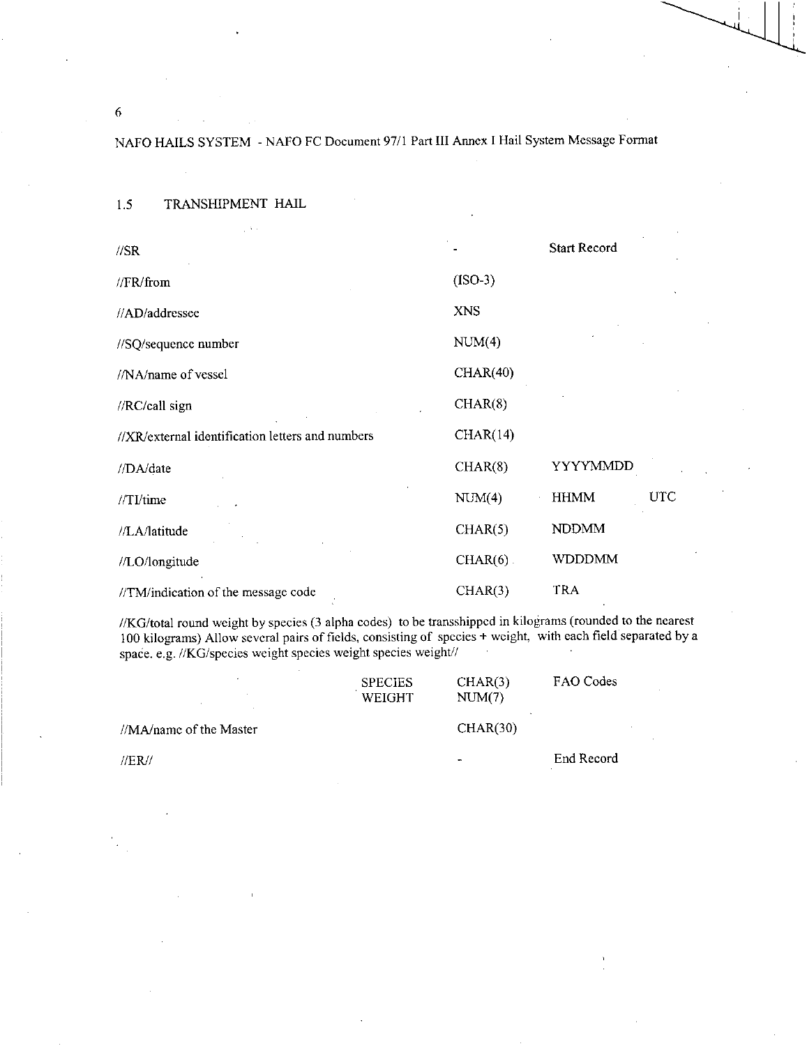NAFO HAILS SYSTEM - NAFO FC Document 97/1 Part III Annex I Hail System Message Format

## 1.5 TRANSHIPMENT HAIL

| | | | |
|---|---|---|---|
| //SR | - | Start Record | |
| //FR/from | (ISO-3) | | |
| //AD/addressee | XNS | | |
| //SQ/sequence number | NUM(4) | | |
| //NA/name of vessel | CHAR(40) | | |
| //RC/call sign | CHAR(8) | | |
| //XR/external identification letters and numbers | CHAR(14) | | |
| //DA/date | CHAR(8) | YYYYMMDD | |
| //TI/time | NUM(4) | HHMM | UTC |
| //LA/latitude | CHAR(5) | NDDMM | |
| //LO/longitude | CHAR(6) | WDDDMM | |
| //TM/indication of the message code | CHAR(3) | TRA | |

//KG/total round weight by species (3 alpha codes) to be transshipped in kilograms (rounded to the nearest 100 kilograms) Allow several pairs of fields, consisting of species + weight, with each field separated by a space. e.g. //KG/species weight species weight species weight//

| | | | |
|---|---|---|---|
| | SPECIES | CHAR(3) | FAO Codes |
| | WEIGHT | NUM(7) | |
| //MA/name of the Master | | CHAR(30) | |
| //ER// | | - | End Record |